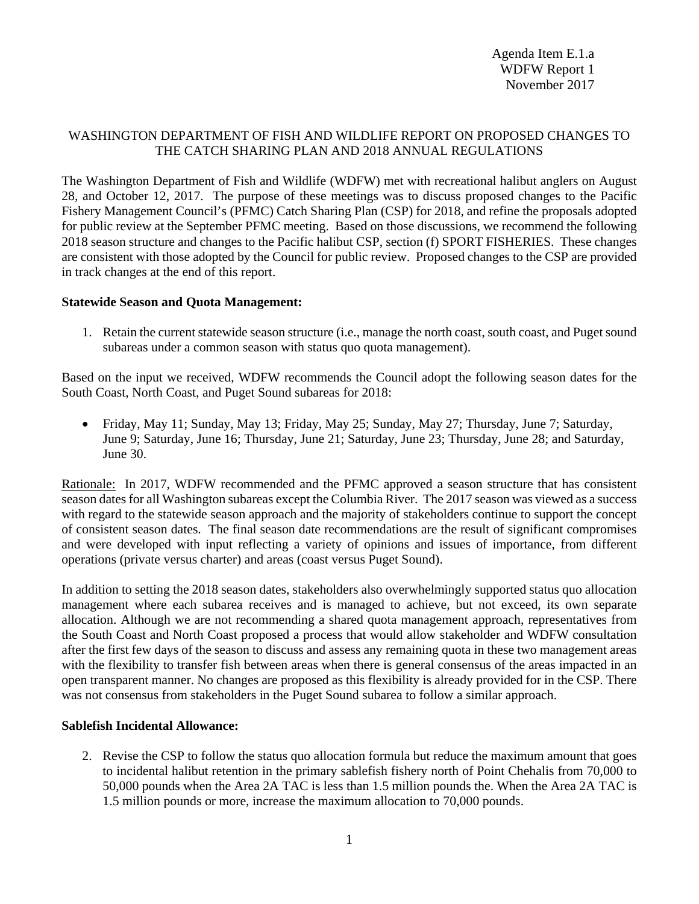Agenda Item E.1.a
WDFW Report 1
November 2017

WASHINGTON DEPARTMENT OF FISH AND WILDLIFE REPORT ON PROPOSED CHANGES TO THE CATCH SHARING PLAN AND 2018 ANNUAL REGULATIONS

The Washington Department of Fish and Wildlife (WDFW) met with recreational halibut anglers on August 28, and October 12, 2017. The purpose of these meetings was to discuss proposed changes to the Pacific Fishery Management Council's (PFMC) Catch Sharing Plan (CSP) for 2018, and refine the proposals adopted for public review at the September PFMC meeting. Based on those discussions, we recommend the following 2018 season structure and changes to the Pacific halibut CSP, section (f) SPORT FISHERIES. These changes are consistent with those adopted by the Council for public review. Proposed changes to the CSP are provided in track changes at the end of this report.

**Statewide Season and Quota Management:**

1. Retain the current statewide season structure (i.e., manage the north coast, south coast, and Puget sound subareas under a common season with status quo quota management).

Based on the input we received, WDFW recommends the Council adopt the following season dates for the South Coast, North Coast, and Puget Sound subareas for 2018:

- Friday, May 11; Sunday, May 13; Friday, May 25; Sunday, May 27; Thursday, June 7; Saturday, June 9; Saturday, June 16; Thursday, June 21; Saturday, June 23; Thursday, June 28; and Saturday, June 30.

Rationale: In 2017, WDFW recommended and the PFMC approved a season structure that has consistent season dates for all Washington subareas except the Columbia River. The 2017 season was viewed as a success with regard to the statewide season approach and the majority of stakeholders continue to support the concept of consistent season dates. The final season date recommendations are the result of significant compromises and were developed with input reflecting a variety of opinions and issues of importance, from different operations (private versus charter) and areas (coast versus Puget Sound).

In addition to setting the 2018 season dates, stakeholders also overwhelmingly supported status quo allocation management where each subarea receives and is managed to achieve, but not exceed, its own separate allocation. Although we are not recommending a shared quota management approach, representatives from the South Coast and North Coast proposed a process that would allow stakeholder and WDFW consultation after the first few days of the season to discuss and assess any remaining quota in these two management areas with the flexibility to transfer fish between areas when there is general consensus of the areas impacted in an open transparent manner. No changes are proposed as this flexibility is already provided for in the CSP. There was not consensus from stakeholders in the Puget Sound subarea to follow a similar approach.

**Sablefish Incidental Allowance:**

2. Revise the CSP to follow the status quo allocation formula but reduce the maximum amount that goes to incidental halibut retention in the primary sablefish fishery north of Point Chehalis from 70,000 to 50,000 pounds when the Area 2A TAC is less than 1.5 million pounds the. When the Area 2A TAC is 1.5 million pounds or more, increase the maximum allocation to 70,000 pounds.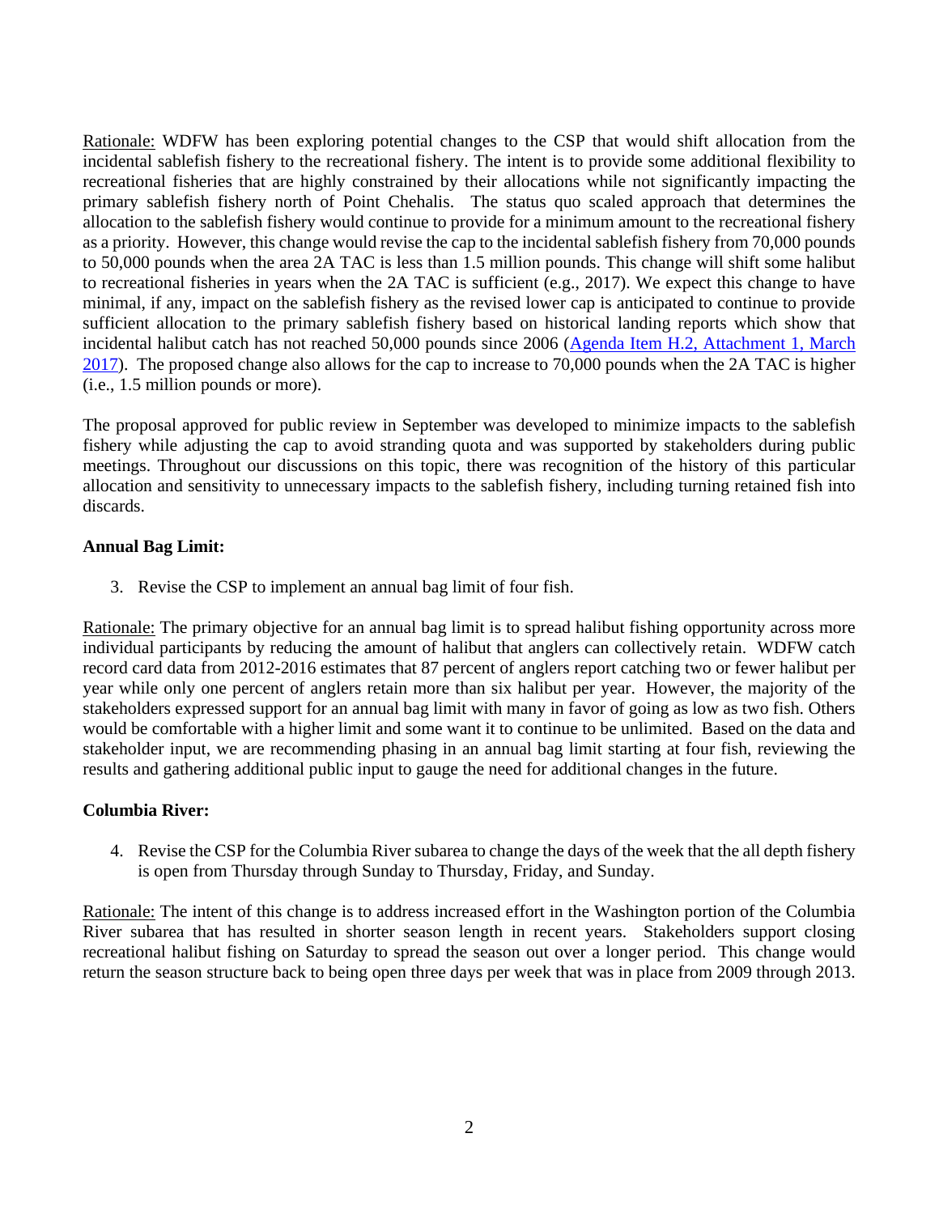Rationale: WDFW has been exploring potential changes to the CSP that would shift allocation from the incidental sablefish fishery to the recreational fishery. The intent is to provide some additional flexibility to recreational fisheries that are highly constrained by their allocations while not significantly impacting the primary sablefish fishery north of Point Chehalis. The status quo scaled approach that determines the allocation to the sablefish fishery would continue to provide for a minimum amount to the recreational fishery as a priority. However, this change would revise the cap to the incidental sablefish fishery from 70,000 pounds to 50,000 pounds when the area 2A TAC is less than 1.5 million pounds. This change will shift some halibut to recreational fisheries in years when the 2A TAC is sufficient (e.g., 2017). We expect this change to have minimal, if any, impact on the sablefish fishery as the revised lower cap is anticipated to continue to provide sufficient allocation to the primary sablefish fishery based on historical landing reports which show that incidental halibut catch has not reached 50,000 pounds since 2006 (Agenda Item H.2, Attachment 1, March 2017). The proposed change also allows for the cap to increase to 70,000 pounds when the 2A TAC is higher (i.e., 1.5 million pounds or more).

The proposal approved for public review in September was developed to minimize impacts to the sablefish fishery while adjusting the cap to avoid stranding quota and was supported by stakeholders during public meetings. Throughout our discussions on this topic, there was recognition of the history of this particular allocation and sensitivity to unnecessary impacts to the sablefish fishery, including turning retained fish into discards.

**Annual Bag Limit:**

3. Revise the CSP to implement an annual bag limit of four fish.

Rationale: The primary objective for an annual bag limit is to spread halibut fishing opportunity across more individual participants by reducing the amount of halibut that anglers can collectively retain. WDFW catch record card data from 2012-2016 estimates that 87 percent of anglers report catching two or fewer halibut per year while only one percent of anglers retain more than six halibut per year. However, the majority of the stakeholders expressed support for an annual bag limit with many in favor of going as low as two fish. Others would be comfortable with a higher limit and some want it to continue to be unlimited. Based on the data and stakeholder input, we are recommending phasing in an annual bag limit starting at four fish, reviewing the results and gathering additional public input to gauge the need for additional changes in the future.

**Columbia River:**

4. Revise the CSP for the Columbia River subarea to change the days of the week that the all depth fishery is open from Thursday through Sunday to Thursday, Friday, and Sunday.

Rationale: The intent of this change is to address increased effort in the Washington portion of the Columbia River subarea that has resulted in shorter season length in recent years. Stakeholders support closing recreational halibut fishing on Saturday to spread the season out over a longer period. This change would return the season structure back to being open three days per week that was in place from 2009 through 2013.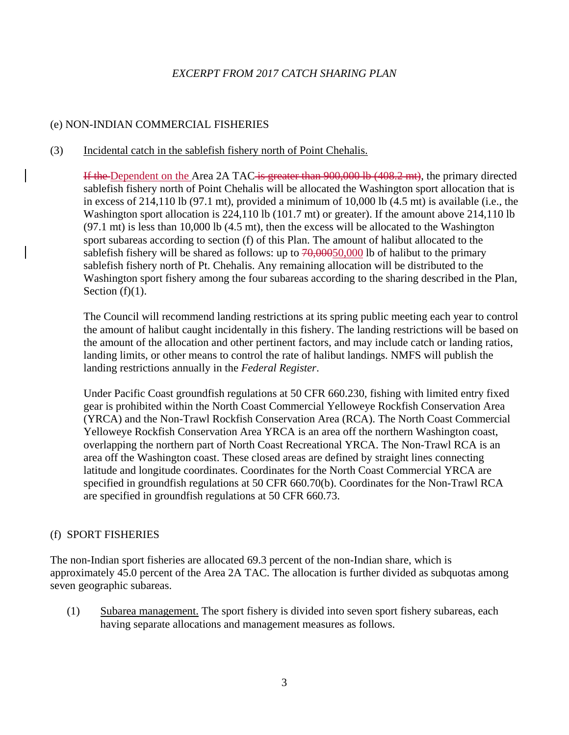*EXCERPT FROM 2017 CATCH SHARING PLAN*

(e) NON-INDIAN COMMERCIAL FISHERIES

(3) Incidental catch in the sablefish fishery north of Point Chehalis.

~~If the~~ Dependent on the Area 2A TAC ~~is greater than 900,000 lb (408.2 mt)~~, the primary directed sablefish fishery north of Point Chehalis will be allocated the Washington sport allocation that is in excess of 214,110 lb (97.1 mt), provided a minimum of 10,000 lb (4.5 mt) is available (i.e., the Washington sport allocation is 224,110 lb (101.7 mt) or greater). If the amount above 214,110 lb (97.1 mt) is less than 10,000 lb (4.5 mt), then the excess will be allocated to the Washington sport subareas according to section (f) of this Plan. The amount of halibut allocated to the sablefish fishery will be shared as follows: up to ~~70,000~~50,000 lb of halibut to the primary sablefish fishery north of Pt. Chehalis. Any remaining allocation will be distributed to the Washington sport fishery among the four subareas according to the sharing described in the Plan, Section (f)(1).

The Council will recommend landing restrictions at its spring public meeting each year to control the amount of halibut caught incidentally in this fishery. The landing restrictions will be based on the amount of the allocation and other pertinent factors, and may include catch or landing ratios, landing limits, or other means to control the rate of halibut landings. NMFS will publish the landing restrictions annually in the *Federal Register*.

Under Pacific Coast groundfish regulations at 50 CFR 660.230, fishing with limited entry fixed gear is prohibited within the North Coast Commercial Yelloweye Rockfish Conservation Area (YRCA) and the Non-Trawl Rockfish Conservation Area (RCA). The North Coast Commercial Yelloweye Rockfish Conservation Area YRCA is an area off the northern Washington coast, overlapping the northern part of North Coast Recreational YRCA. The Non-Trawl RCA is an area off the Washington coast. These closed areas are defined by straight lines connecting latitude and longitude coordinates. Coordinates for the North Coast Commercial YRCA are specified in groundfish regulations at 50 CFR 660.70(b). Coordinates for the Non-Trawl RCA are specified in groundfish regulations at 50 CFR 660.73.

(f) SPORT FISHERIES

The non-Indian sport fisheries are allocated 69.3 percent of the non-Indian share, which is approximately 45.0 percent of the Area 2A TAC. The allocation is further divided as subquotas among seven geographic subareas.

(1) Subarea management. The sport fishery is divided into seven sport fishery subareas, each having separate allocations and management measures as follows.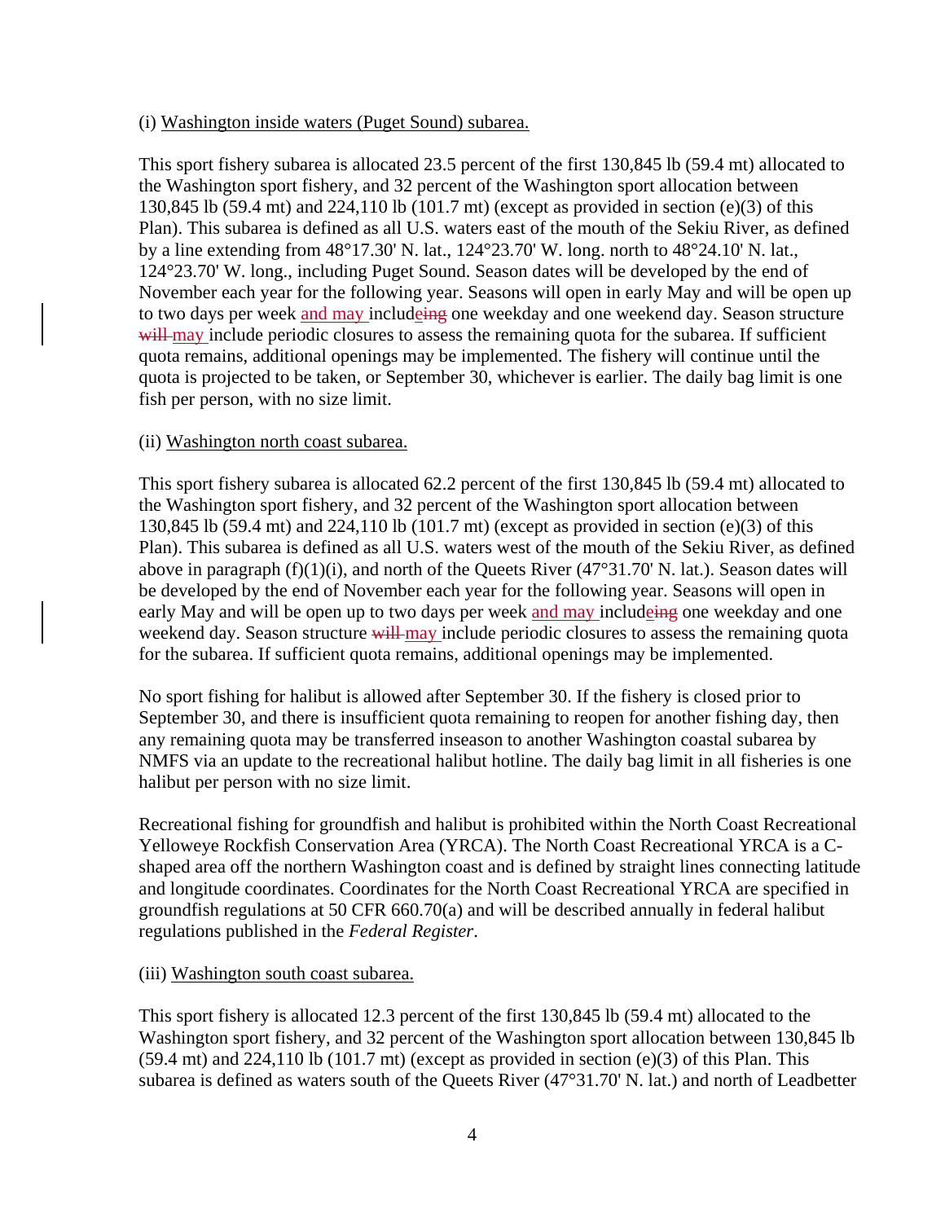(i) <u>Washington inside waters (Puget Sound) subarea.</u>

This sport fishery subarea is allocated 23.5 percent of the first 130,845 lb (59.4 mt) allocated to the Washington sport fishery, and 32 percent of the Washington sport allocation between 130,845 lb (59.4 mt) and 224,110 lb (101.7 mt) (except as provided in section (e)(3) of this Plan). This subarea is defined as all U.S. waters east of the mouth of the Sekiu River, as defined by a line extending from 48°17.30' N. lat., 124°23.70' W. long. north to 48°24.10' N. lat., 124°23.70' W. long., including Puget Sound. Season dates will be developed by the end of November each year for the following year. Seasons will open in early May and will be open up to two days per week <u>and may</u> includ<u>e</u>~~ing~~ one weekday and one weekend day. Season structure ~~will~~ <u>may</u> include periodic closures to assess the remaining quota for the subarea. If sufficient quota remains, additional openings may be implemented. The fishery will continue until the quota is projected to be taken, or September 30, whichever is earlier. The daily bag limit is one fish per person, with no size limit.

(ii) <u>Washington north coast subarea.</u>

This sport fishery subarea is allocated 62.2 percent of the first 130,845 lb (59.4 mt) allocated to the Washington sport fishery, and 32 percent of the Washington sport allocation between 130,845 lb (59.4 mt) and 224,110 lb (101.7 mt) (except as provided in section (e)(3) of this Plan). This subarea is defined as all U.S. waters west of the mouth of the Sekiu River, as defined above in paragraph (f)(1)(i), and north of the Queets River (47°31.70' N. lat.). Season dates will be developed by the end of November each year for the following year. Seasons will open in early May and will be open up to two days per week <u>and may</u> includ<u>e</u>~~ing~~ one weekday and one weekend day. Season structure ~~will~~ <u>may</u> include periodic closures to assess the remaining quota for the subarea. If sufficient quota remains, additional openings may be implemented.

No sport fishing for halibut is allowed after September 30. If the fishery is closed prior to September 30, and there is insufficient quota remaining to reopen for another fishing day, then any remaining quota may be transferred inseason to another Washington coastal subarea by NMFS via an update to the recreational halibut hotline. The daily bag limit in all fisheries is one halibut per person with no size limit.

Recreational fishing for groundfish and halibut is prohibited within the North Coast Recreational Yelloweye Rockfish Conservation Area (YRCA). The North Coast Recreational YRCA is a C-shaped area off the northern Washington coast and is defined by straight lines connecting latitude and longitude coordinates. Coordinates for the North Coast Recreational YRCA are specified in groundfish regulations at 50 CFR 660.70(a) and will be described annually in federal halibut regulations published in the *Federal Register*.

(iii) <u>Washington south coast subarea.</u>

This sport fishery is allocated 12.3 percent of the first 130,845 lb (59.4 mt) allocated to the Washington sport fishery, and 32 percent of the Washington sport allocation between 130,845 lb (59.4 mt) and 224,110 lb (101.7 mt) (except as provided in section (e)(3) of this Plan. This subarea is defined as waters south of the Queets River (47°31.70' N. lat.) and north of Leadbetter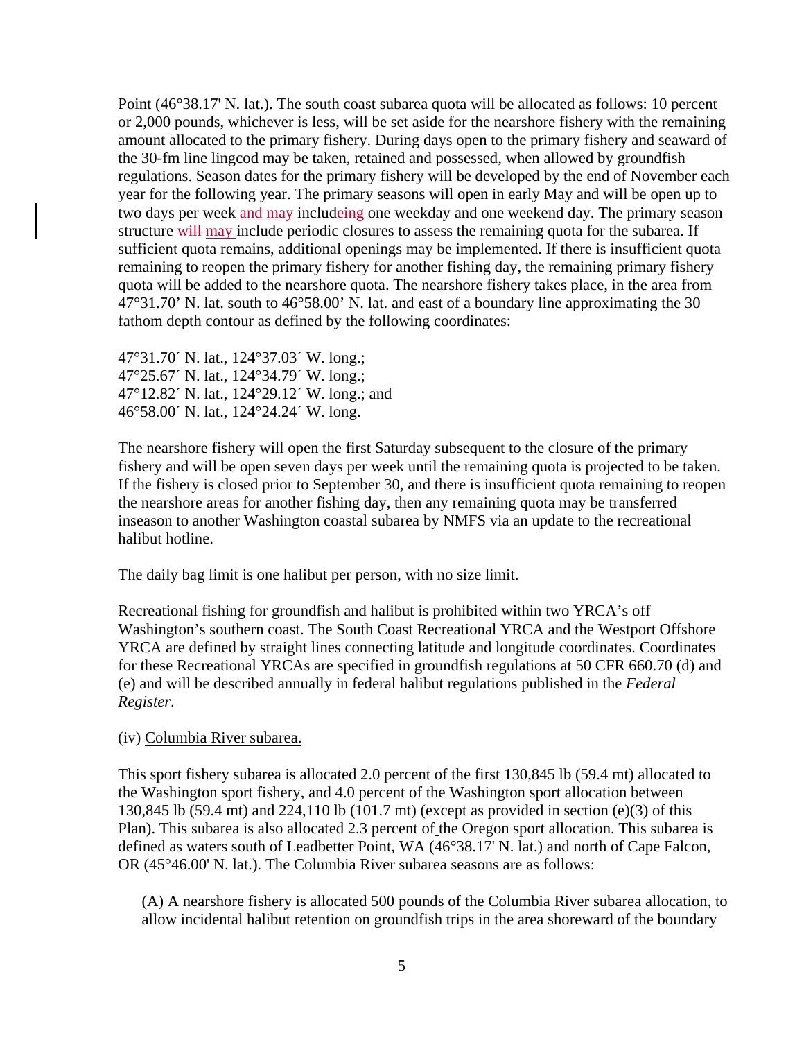Point (46°38.17' N. lat.). The south coast subarea quota will be allocated as follows: 10 percent or 2,000 pounds, whichever is less, will be set aside for the nearshore fishery with the remaining amount allocated to the primary fishery. During days open to the primary fishery and seaward of the 30-fm line lingcod may be taken, retained and possessed, when allowed by groundfish regulations. Season dates for the primary fishery will be developed by the end of November each year for the following year. The primary seasons will open in early May and will be open up to two days per week and may includeing one weekday and one weekend day. The primary season structure will may include periodic closures to assess the remaining quota for the subarea. If sufficient quota remains, additional openings may be implemented. If there is insufficient quota remaining to reopen the primary fishery for another fishing day, the remaining primary fishery quota will be added to the nearshore quota. The nearshore fishery takes place, in the area from 47°31.70' N. lat. south to 46°58.00' N. lat. and east of a boundary line approximating the 30 fathom depth contour as defined by the following coordinates:

47°31.70´ N. lat., 124°37.03´ W. long.;
47°25.67´ N. lat., 124°34.79´ W. long.;
47°12.82´ N. lat., 124°29.12´ W. long.; and
46°58.00´ N. lat., 124°24.24´ W. long.

The nearshore fishery will open the first Saturday subsequent to the closure of the primary fishery and will be open seven days per week until the remaining quota is projected to be taken. If the fishery is closed prior to September 30, and there is insufficient quota remaining to reopen the nearshore areas for another fishing day, then any remaining quota may be transferred inseason to another Washington coastal subarea by NMFS via an update to the recreational halibut hotline.

The daily bag limit is one halibut per person, with no size limit.

Recreational fishing for groundfish and halibut is prohibited within two YRCA's off Washington's southern coast. The South Coast Recreational YRCA and the Westport Offshore YRCA are defined by straight lines connecting latitude and longitude coordinates. Coordinates for these Recreational YRCAs are specified in groundfish regulations at 50 CFR 660.70 (d) and (e) and will be described annually in federal halibut regulations published in the *Federal Register*.

(iv) Columbia River subarea.

This sport fishery subarea is allocated 2.0 percent of the first 130,845 lb (59.4 mt) allocated to the Washington sport fishery, and 4.0 percent of the Washington sport allocation between 130,845 lb (59.4 mt) and 224,110 lb (101.7 mt) (except as provided in section (e)(3) of this Plan). This subarea is also allocated 2.3 percent of the Oregon sport allocation. This subarea is defined as waters south of Leadbetter Point, WA (46°38.17' N. lat.) and north of Cape Falcon, OR (45°46.00' N. lat.). The Columbia River subarea seasons are as follows:

(A) A nearshore fishery is allocated 500 pounds of the Columbia River subarea allocation, to allow incidental halibut retention on groundfish trips in the area shoreward of the boundary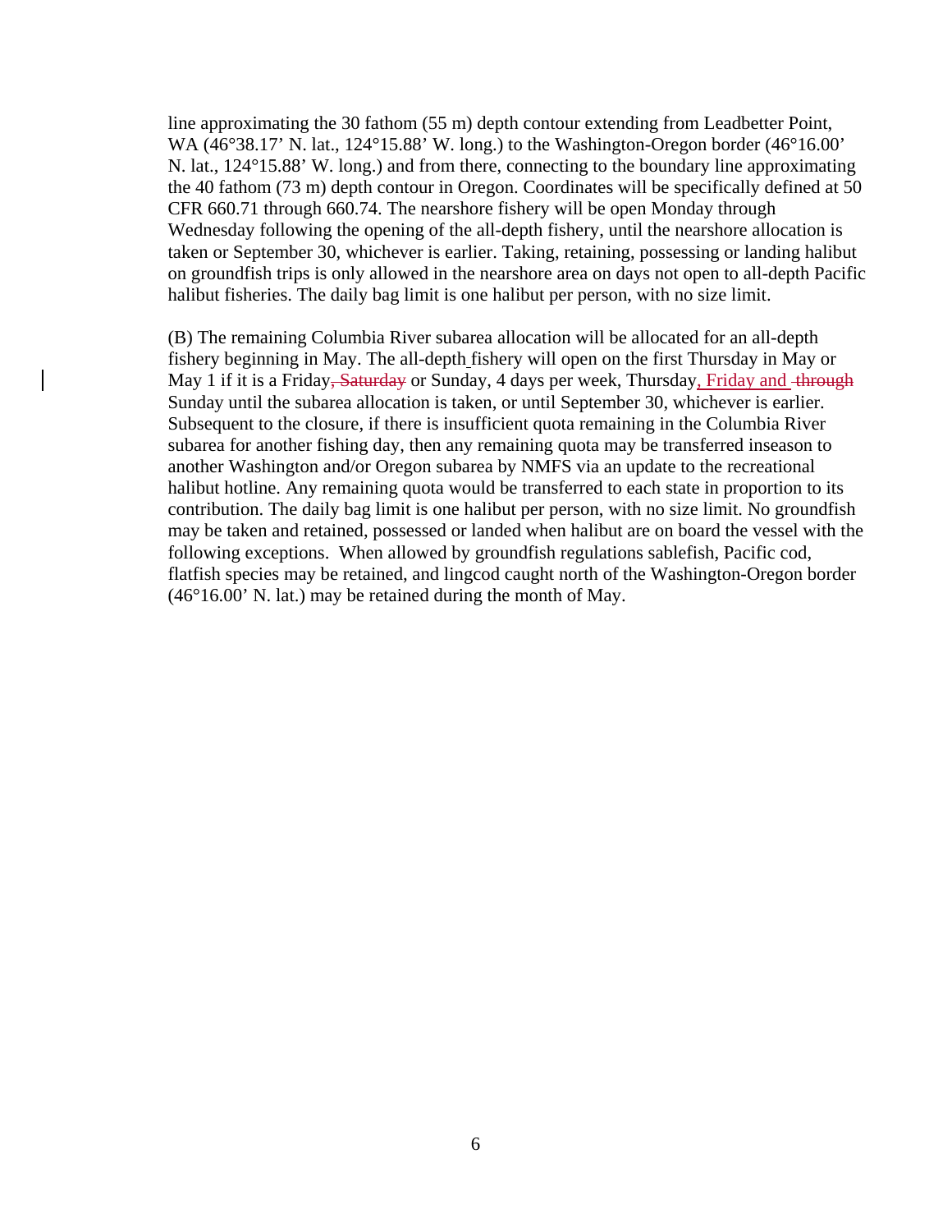line approximating the 30 fathom (55 m) depth contour extending from Leadbetter Point, WA (46°38.17' N. lat., 124°15.88' W. long.) to the Washington-Oregon border (46°16.00' N. lat., 124°15.88' W. long.) and from there, connecting to the boundary line approximating the 40 fathom (73 m) depth contour in Oregon. Coordinates will be specifically defined at 50 CFR 660.71 through 660.74. The nearshore fishery will be open Monday through Wednesday following the opening of the all-depth fishery, until the nearshore allocation is taken or September 30, whichever is earlier. Taking, retaining, possessing or landing halibut on groundfish trips is only allowed in the nearshore area on days not open to all-depth Pacific halibut fisheries. The daily bag limit is one halibut per person, with no size limit.

(B) The remaining Columbia River subarea allocation will be allocated for an all-depth fishery beginning in May. The all-depth fishery will open on the first Thursday in May or May 1 if it is a Friday~~, Saturday~~ or Sunday, 4 days per week, Thursday, Friday and ~~through~~ Sunday until the subarea allocation is taken, or until September 30, whichever is earlier. Subsequent to the closure, if there is insufficient quota remaining in the Columbia River subarea for another fishing day, then any remaining quota may be transferred inseason to another Washington and/or Oregon subarea by NMFS via an update to the recreational halibut hotline. Any remaining quota would be transferred to each state in proportion to its contribution. The daily bag limit is one halibut per person, with no size limit. No groundfish may be taken and retained, possessed or landed when halibut are on board the vessel with the following exceptions. When allowed by groundfish regulations sablefish, Pacific cod, flatfish species may be retained, and lingcod caught north of the Washington-Oregon border (46°16.00' N. lat.) may be retained during the month of May.